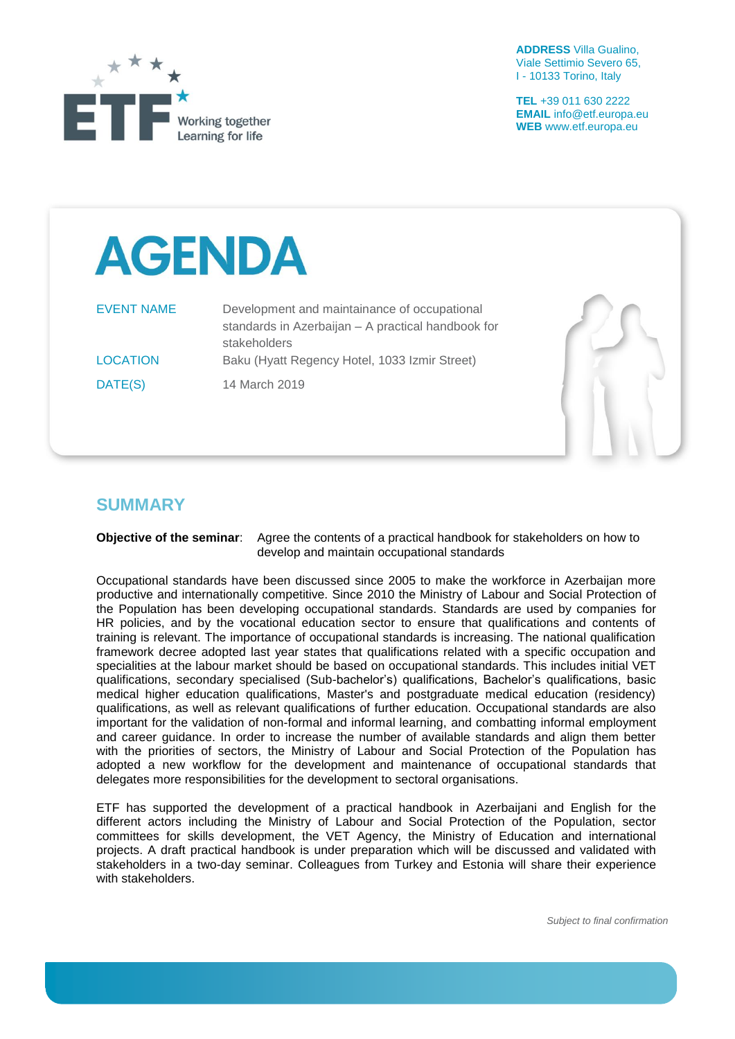ETF Working together Learning for life

**ADDRESS** Villa Gualino, Viale Settimio Severo 65, I - 10133 Torino, Italy

**TEL** +39 011 630 2222
**EMAIL** info@etf.europa.eu
**WEB** www.etf.europa.eu

# AGENDA

| | |
|---|---|
| EVENT NAME | Development and maintainance of occupational standards in Azerbaijan – A practical handbook for stakeholders |
| LOCATION | Baku (Hyatt Regency Hotel, 1033 Izmir Street) |
| DATE(S) | 14 March 2019 |

## SUMMARY

**Objective of the seminar**: Agree the contents of a practical handbook for stakeholders on how to develop and maintain occupational standards

Occupational standards have been discussed since 2005 to make the workforce in Azerbaijan more productive and internationally competitive. Since 2010 the Ministry of Labour and Social Protection of the Population has been developing occupational standards. Standards are used by companies for HR policies, and by the vocational education sector to ensure that qualifications and contents of training is relevant. The importance of occupational standards is increasing. The national qualification framework decree adopted last year states that qualifications related with a specific occupation and specialities at the labour market should be based on occupational standards. This includes initial VET qualifications, secondary specialised (Sub-bachelor's) qualifications, Bachelor's qualifications, basic medical higher education qualifications, Master's and postgraduate medical education (residency) qualifications, as well as relevant qualifications of further education. Occupational standards are also important for the validation of non-formal and informal learning, and combatting informal employment and career guidance. In order to increase the number of available standards and align them better with the priorities of sectors, the Ministry of Labour and Social Protection of the Population has adopted a new workflow for the development and maintenance of occupational standards that delegates more responsibilities for the development to sectoral organisations.

ETF has supported the development of a practical handbook in Azerbaijani and English for the different actors including the Ministry of Labour and Social Protection of the Population, sector committees for skills development, the VET Agency, the Ministry of Education and international projects. A draft practical handbook is under preparation which will be discussed and validated with stakeholders in a two-day seminar. Colleagues from Turkey and Estonia will share their experience with stakeholders.

*Subject to final confirmation*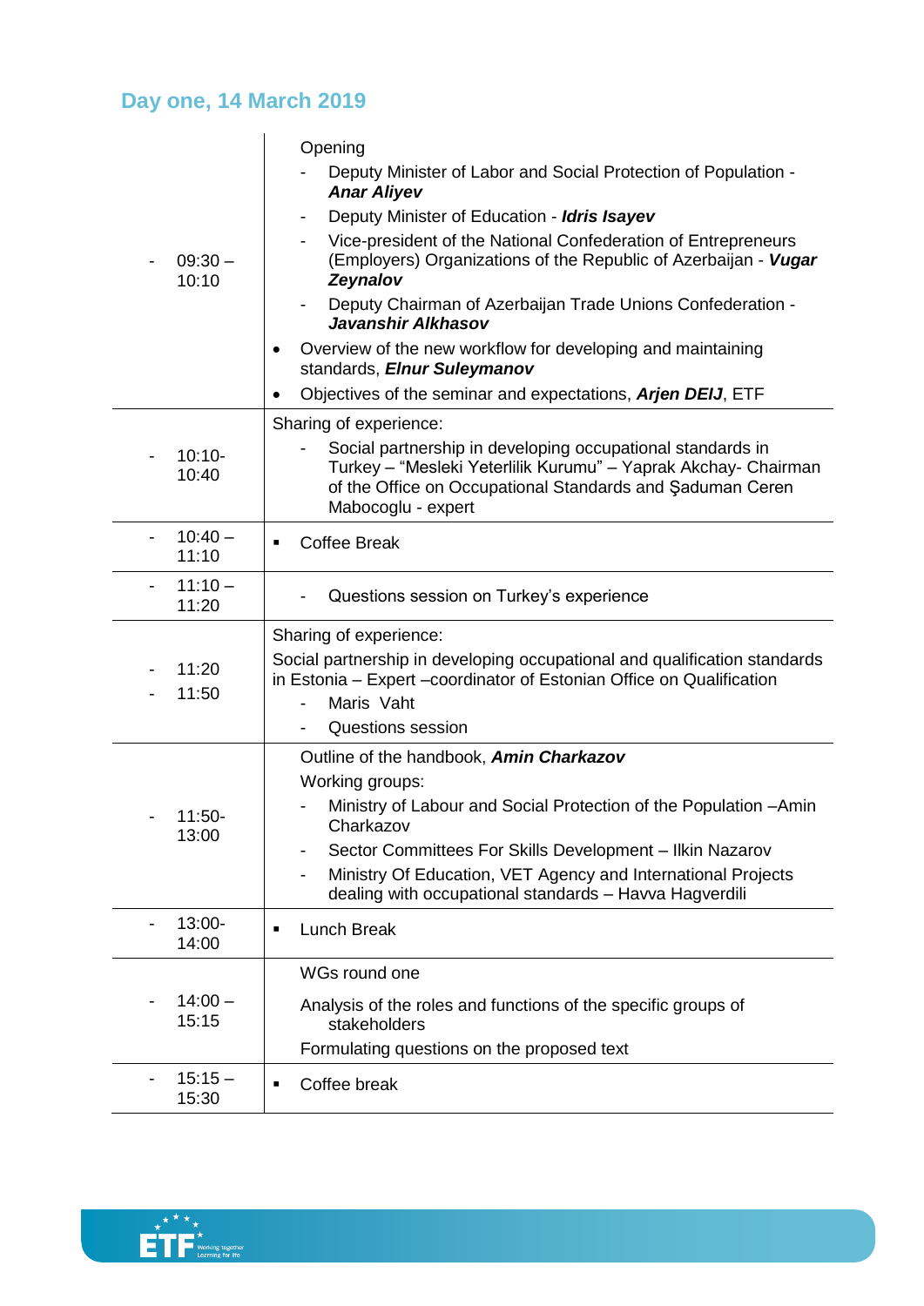## Day one, 14 March 2019

| Time | Session |
|---|---|
| - 09:30 – 10:10 | Opening<br>- Deputy Minister of Labor and Social Protection of Population - ***Anar Aliyev***<br>- Deputy Minister of Education - ***Idris Isayev***<br>- Vice-president of the National Confederation of Entrepreneurs (Employers) Organizations of the Republic of Azerbaijan - ***Vugar Zeynalov***<br>- Deputy Chairman of Azerbaijan Trade Unions Confederation - ***Javanshir Alkhasov***<br>• Overview of the new workflow for developing and maintaining standards, ***Elnur Suleymanov***<br>• Objectives of the seminar and expectations, ***Arjen DEIJ***, ETF |
| - 10:10- 10:40 | Sharing of experience:<br>- Social partnership in developing occupational standards in Turkey – "Mesleki Yeterlilik Kurumu" – Yaprak Akchay- Chairman of the Office on Occupational Standards and Şaduman Ceren Mabocoglu - expert |
| - 10:40 – 11:10 | ▪ Coffee Break |
| - 11:10 – 11:20 | - Questions session on Turkey's experience |
| - 11:20<br>- 11:50 | Sharing of experience:<br>Social partnership in developing occupational and qualification standards in Estonia – Expert –coordinator of Estonian Office on Qualification<br>- Maris Vaht<br>- Questions session |
| - 11:50- 13:00 | Outline of the handbook, ***Amin Charkazov***<br>Working groups:<br>- Ministry of Labour and Social Protection of the Population –Amin Charkazov<br>- Sector Committees For Skills Development – Ilkin Nazarov<br>- Ministry Of Education, VET Agency and International Projects dealing with occupational standards – Havva Hagverdili |
| - 13:00- 14:00 | ▪ Lunch Break |
| - 14:00 – 15:15 | WGs round one<br>Analysis of the roles and functions of the specific groups of stakeholders<br>Formulating questions on the proposed text |
| - 15:15 – 15:30 | ▪ Coffee break |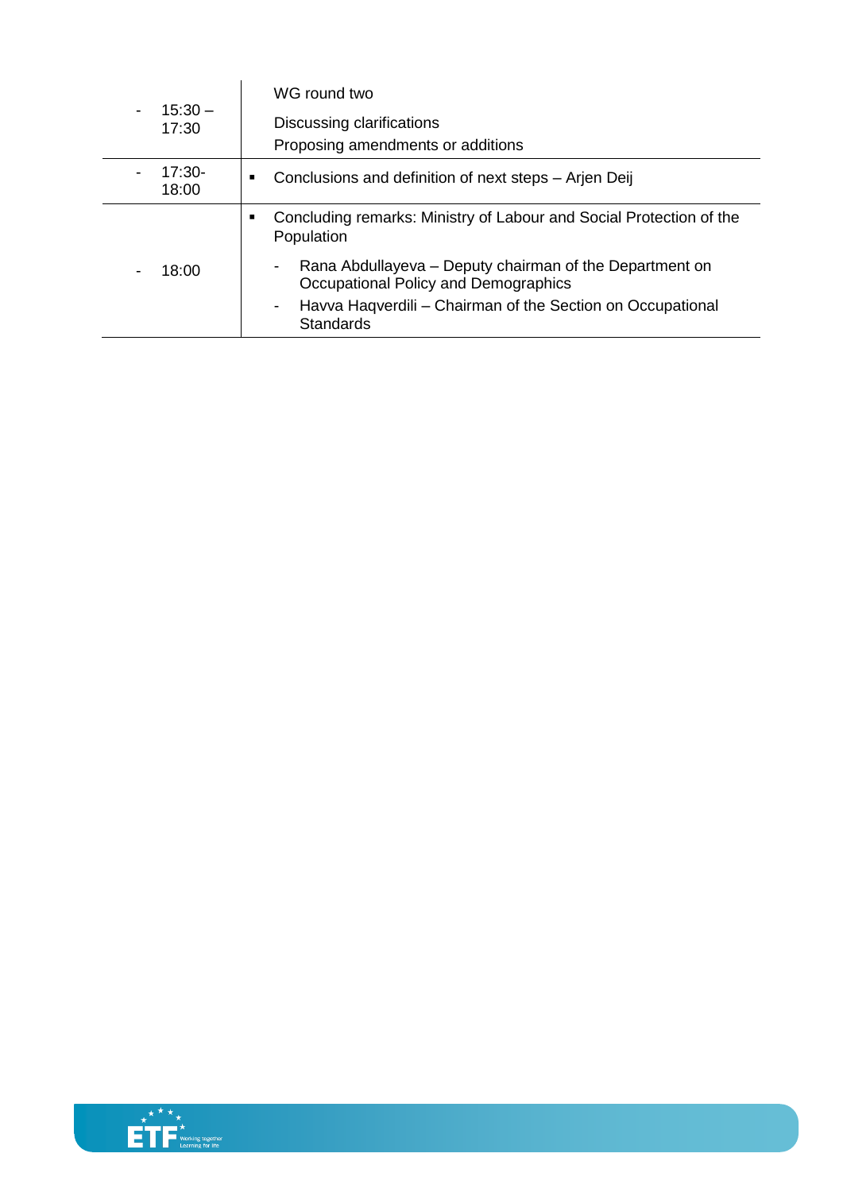| | |
|---|---|
| - 15:30 – 17:30 | WG round two<br><br>Discussing clarifications<br><br>Proposing amendments or additions |
| - 17:30-18:00 | ▪ Conclusions and definition of next steps – Arjen Deij |
| - 18:00 | ▪ Concluding remarks: Ministry of Labour and Social Protection of the Population<br><br>- Rana Abdullayeva – Deputy chairman of the Department on Occupational Policy and Demographics<br>- Havva Haqverdili – Chairman of the Section on Occupational Standards |